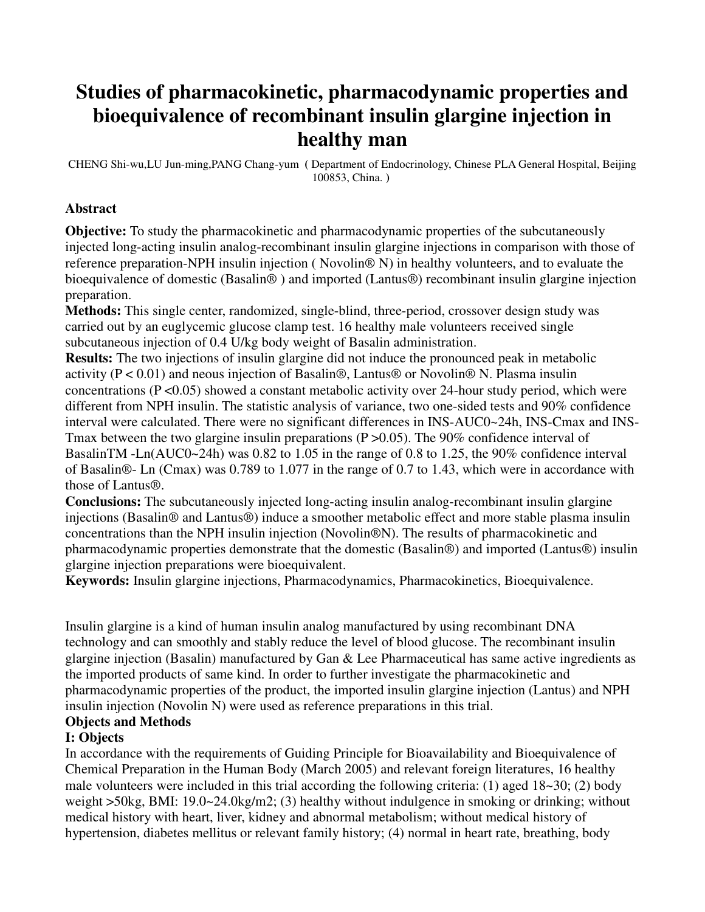# Studies of pharmacokinetic, pharmacodynamic properties and bioequivalence of recombinant insulin glargine injection in healthy man

CHENG Shi-wu,LU Jun-ming,PANG Chang-yum （Department of Endocrinology, Chinese PLA General Hospital, Beijing 100853, China.）

## Abstract

**Objective:** To study the pharmacokinetic and pharmacodynamic properties of the subcutaneously injected long-acting insulin analog-recombinant insulin glargine injections in comparison with those of reference preparation-NPH insulin injection ( Novolin® N) in healthy volunteers, and to evaluate the bioequivalence of domestic (Basalin® ) and imported (Lantus®) recombinant insulin glargine injection preparation.

**Methods:** This single center, randomized, single-blind, three-period, crossover design study was carried out by an euglycemic glucose clamp test. 16 healthy male volunteers received single subcutaneous injection of 0.4 U/kg body weight of Basalin administration.

**Results:** The two injections of insulin glargine did not induce the pronounced peak in metabolic activity ($P < 0.01$) and neous injection of Basalin®, Lantus® or Novolin® N. Plasma insulin concentrations ($P < 0.05$) showed a constant metabolic activity over 24-hour study period, which were different from NPH insulin. The statistic analysis of variance, two one-sided tests and 90% confidence interval were calculated. There were no significant differences in INS-AUC0~24h, INS-Cmax and INS-Tmax between the two glargine insulin preparations ($P > 0.05$). The 90% confidence interval of BasalinTM -Ln(AUC0~24h) was 0.82 to 1.05 in the range of 0.8 to 1.25, the 90% confidence interval of Basalin®- Ln (Cmax) was 0.789 to 1.077 in the range of 0.7 to 1.43, which were in accordance with those of Lantus®.

**Conclusions:** The subcutaneously injected long-acting insulin analog-recombinant insulin glargine injections (Basalin® and Lantus®) induce a smoother metabolic effect and more stable plasma insulin concentrations than the NPH insulin injection (Novolin®N). The results of pharmacokinetic and pharmacodynamic properties demonstrate that the domestic (Basalin®) and imported (Lantus®) insulin glargine injection preparations were bioequivalent.

**Keywords:** Insulin glargine injections, Pharmacodynamics, Pharmacokinetics, Bioequivalence.

Insulin glargine is a kind of human insulin analog manufactured by using recombinant DNA technology and can smoothly and stably reduce the level of blood glucose. The recombinant insulin glargine injection (Basalin) manufactured by Gan & Lee Pharmaceutical has same active ingredients as the imported products of same kind. In order to further investigate the pharmacokinetic and pharmacodynamic properties of the product, the imported insulin glargine injection (Lantus) and NPH insulin injection (Novolin N) were used as reference preparations in this trial.

## Objects and Methods

### I: Objects

In accordance with the requirements of Guiding Principle for Bioavailability and Bioequivalence of Chemical Preparation in the Human Body (March 2005) and relevant foreign literatures, 16 healthy male volunteers were included in this trial according the following criteria: (1) aged 18~30; (2) body weight >50kg, BMI: 19.0~24.0kg/m2; (3) healthy without indulgence in smoking or drinking; without medical history with heart, liver, kidney and abnormal metabolism; without medical history of hypertension, diabetes mellitus or relevant family history; (4) normal in heart rate, breathing, body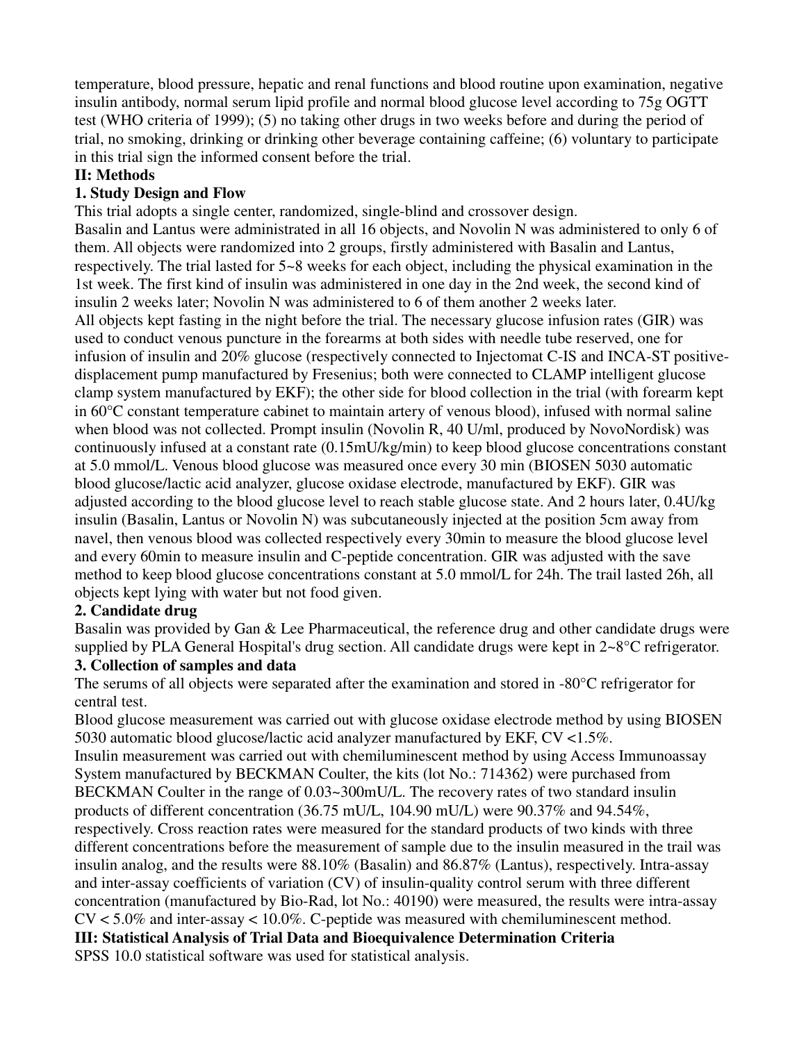temperature, blood pressure, hepatic and renal functions and blood routine upon examination, negative insulin antibody, normal serum lipid profile and normal blood glucose level according to 75g OGTT test (WHO criteria of 1999); (5) no taking other drugs in two weeks before and during the period of trial, no smoking, drinking or drinking other beverage containing caffeine; (6) voluntary to participate in this trial sign the informed consent before the trial.

## II: Methods

### 1. Study Design and Flow

This trial adopts a single center, randomized, single-blind and crossover design.

Basalin and Lantus were administrated in all 16 objects, and Novolin N was administered to only 6 of them. All objects were randomized into 2 groups, firstly administered with Basalin and Lantus, respectively. The trial lasted for 5~8 weeks for each object, including the physical examination in the 1st week. The first kind of insulin was administered in one day in the 2nd week, the second kind of insulin 2 weeks later; Novolin N was administered to 6 of them another 2 weeks later.

All objects kept fasting in the night before the trial. The necessary glucose infusion rates (GIR) was used to conduct venous puncture in the forearms at both sides with needle tube reserved, one for infusion of insulin and 20% glucose (respectively connected to Injectomat C-IS and INCA-ST positive-displacement pump manufactured by Fresenius; both were connected to CLAMP intelligent glucose clamp system manufactured by EKF); the other side for blood collection in the trial (with forearm kept in 60°C constant temperature cabinet to maintain artery of venous blood), infused with normal saline when blood was not collected. Prompt insulin (Novolin R, 40 U/ml, produced by NovoNordisk) was continuously infused at a constant rate (0.15mU/kg/min) to keep blood glucose concentrations constant at 5.0 mmol/L. Venous blood glucose was measured once every 30 min (BIOSEN 5030 automatic blood glucose/lactic acid analyzer, glucose oxidase electrode, manufactured by EKF). GIR was adjusted according to the blood glucose level to reach stable glucose state. And 2 hours later, 0.4U/kg insulin (Basalin, Lantus or Novolin N) was subcutaneously injected at the position 5cm away from navel, then venous blood was collected respectively every 30min to measure the blood glucose level and every 60min to measure insulin and C-peptide concentration. GIR was adjusted with the save method to keep blood glucose concentrations constant at 5.0 mmol/L for 24h. The trail lasted 26h, all objects kept lying with water but not food given.

### 2. Candidate drug

Basalin was provided by Gan & Lee Pharmaceutical, the reference drug and other candidate drugs were supplied by PLA General Hospital's drug section. All candidate drugs were kept in 2~8°C refrigerator.

### 3. Collection of samples and data

The serums of all objects were separated after the examination and stored in -80°C refrigerator for central test.

Blood glucose measurement was carried out with glucose oxidase electrode method by using BIOSEN 5030 automatic blood glucose/lactic acid analyzer manufactured by EKF, CV <1.5%.

Insulin measurement was carried out with chemiluminescent method by using Access Immunoassay System manufactured by BECKMAN Coulter, the kits (lot No.: 714362) were purchased from BECKMAN Coulter in the range of 0.03~300mU/L. The recovery rates of two standard insulin products of different concentration (36.75 mU/L, 104.90 mU/L) were 90.37% and 94.54%, respectively. Cross reaction rates were measured for the standard products of two kinds with three different concentrations before the measurement of sample due to the insulin measured in the trail was insulin analog, and the results were 88.10% (Basalin) and 86.87% (Lantus), respectively. Intra-assay and inter-assay coefficients of variation (CV) of insulin-quality control serum with three different concentration (manufactured by Bio-Rad, lot No.: 40190) were measured, the results were intra-assay CV < 5.0% and inter-assay < 10.0%. C-peptide was measured with chemiluminescent method.

## III: Statistical Analysis of Trial Data and Bioequivalence Determination Criteria

SPSS 10.0 statistical software was used for statistical analysis.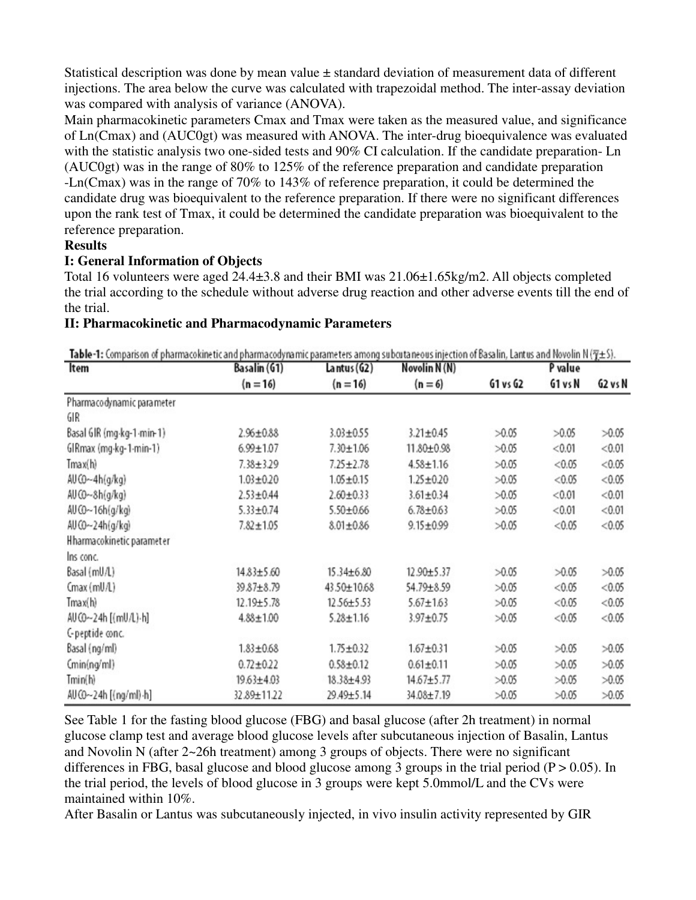Statistical description was done by mean value ± standard deviation of measurement data of different injections. The area below the curve was calculated with trapezoidal method. The inter-assay deviation was compared with analysis of variance (ANOVA).

Main pharmacokinetic parameters Cmax and Tmax were taken as the measured value, and significance of Ln(Cmax) and (AUC0gt) was measured with ANOVA. The inter-drug bioequivalence was evaluated with the statistic analysis two one-sided tests and 90% CI calculation. If the candidate preparation- Ln (AUC0gt) was in the range of 80% to 125% of the reference preparation and candidate preparation -Ln(Cmax) was in the range of 70% to 143% of reference preparation, it could be determined the candidate drug was bioequivalent to the reference preparation. If there were no significant differences upon the rank test of Tmax, it could be determined the candidate preparation was bioequivalent to the reference preparation.

**Results**

**I: General Information of Objects**

Total 16 volunteers were aged 24.4±3.8 and their BMI was 21.06±1.65kg/m2. All objects completed the trial according to the schedule without adverse drug reaction and other adverse events till the end of the trial.

**II: Pharmacokinetic and Pharmacodynamic Parameters**

**Table-1:** Comparison of pharmacokinetic and pharmacodynamic parameters among subcutaneous injection of Basalin, Lantus and Novolin N ($\bar{x}$±S).

| Item | Basalin (G1) (n = 16) | Lantus (G2) (n = 16) | Novolin N (N) (n = 6) | P value G1 vs G2 | G1 vs N | G2 vs N |
|---|---|---|---|---|---|---|
| Pharmacodynamic parameter | | | | | | |
| GIR | | | | | | |
| Basal GIR (mg·kg-1·min-1) | 2.96±0.88 | 3.03±0.55 | 3.21±0.45 | >0.05 | >0.05 | >0.05 |
| GIRmax (mg·kg-1·min-1) | 6.99±1.07 | 7.30±1.06 | 11.80±0.98 | >0.05 | <0.01 | <0.01 |
| Tmax(h) | 7.38±3.29 | 7.25±2.78 | 4.58±1.16 | >0.05 | <0.05 | <0.05 |
| AUC0~4h(g/kg) | 1.03±0.20 | 1.05±0.15 | 1.25±0.20 | >0.05 | <0.05 | <0.05 |
| AUC0~8h(g/kg) | 2.53±0.44 | 2.60±0.33 | 3.61±0.34 | >0.05 | <0.01 | <0.01 |
| AUC0~16h(g/kg) | 5.33±0.74 | 5.50±0.66 | 6.78±0.63 | >0.05 | <0.01 | <0.01 |
| AUC0~24h(g/kg) | 7.82±1.05 | 8.01±0.86 | 9.15±0.99 | >0.05 | <0.05 | <0.05 |
| Hharmacokinetic parameter | | | | | | |
| Ins conc. | | | | | | |
| Basal (mU/L) | 14.83±5.60 | 15.34±6.80 | 12.90±5.37 | >0.05 | >0.05 | >0.05 |
| Cmax (mU/L) | 39.87±8.79 | 43.50±10.68 | 54.79±8.59 | >0.05 | <0.05 | <0.05 |
| Tmax(h) | 12.19±5.78 | 12.56±5.53 | 5.67±1.63 | >0.05 | <0.05 | <0.05 |
| AUC0~24h [(mU/L)·h] | 4.88±1.00 | 5.28±1.16 | 3.97±0.75 | >0.05 | <0.05 | <0.05 |
| C-peptide conc. | | | | | | |
| Basal (ng/ml) | 1.83±0.68 | 1.75±0.32 | 1.67±0.31 | >0.05 | >0.05 | >0.05 |
| Cmin(ng/ml) | 0.72±0.22 | 0.58±0.12 | 0.61±0.11 | >0.05 | >0.05 | >0.05 |
| Tmin(h) | 19.63±4.03 | 18.38±4.93 | 14.67±5.77 | >0.05 | >0.05 | >0.05 |
| AUC0~24h [(ng/ml)·h] | 32.89±11.22 | 29.49±5.14 | 34.08±7.19 | >0.05 | >0.05 | >0.05 |

See Table 1 for the fasting blood glucose (FBG) and basal glucose (after 2h treatment) in normal glucose clamp test and average blood glucose levels after subcutaneous injection of Basalin, Lantus and Novolin N (after 2~26h treatment) among 3 groups of objects. There were no significant differences in FBG, basal glucose and blood glucose among 3 groups in the trial period ($P > 0.05$). In the trial period, the levels of blood glucose in 3 groups were kept 5.0mmol/L and the CVs were maintained within 10%.

After Basalin or Lantus was subcutaneously injected, in vivo insulin activity represented by GIR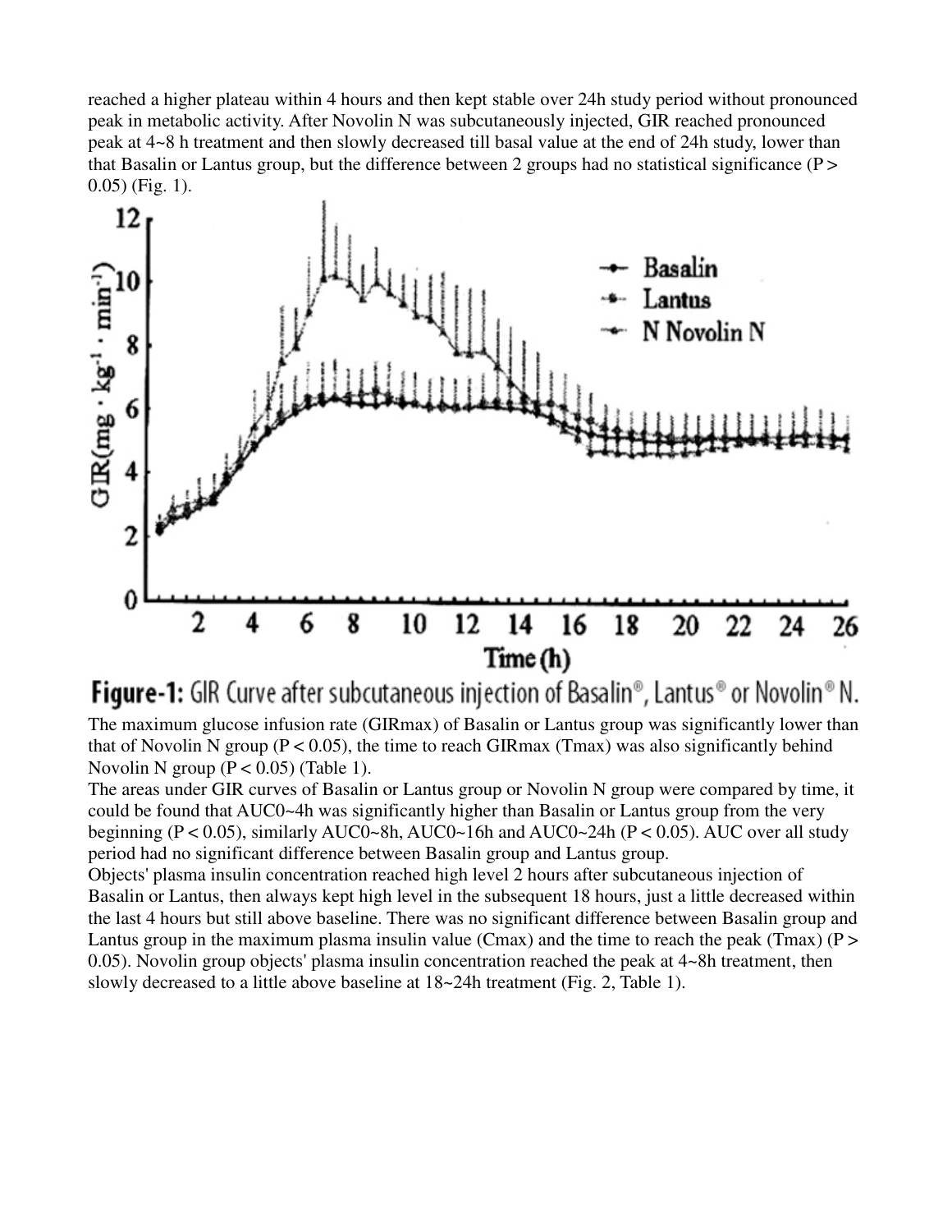reached a higher plateau within 4 hours and then kept stable over 24h study period without pronounced peak in metabolic activity. After Novolin N was subcutaneously injected, GIR reached pronounced peak at 4~8 h treatment and then slowly decreased till basal value at the end of 24h study, lower than that Basalin or Lantus group, but the difference between 2 groups had no statistical significance ($P > 0.05$) (Fig. 1).

**Figure-1:** GIR Curve after subcutaneous injection of Basalin®, Lantus® or Novolin® N.

The maximum glucose infusion rate ($GIR_{max}$) of Basalin or Lantus group was significantly lower than that of Novolin N group ($P < 0.05$), the time to reach $GIR_{max}$ ($T_{max}$) was also significantly behind Novolin N group ($P < 0.05$) (Table 1).

The areas under GIR curves of Basalin or Lantus group or Novolin N group were compared by time, it could be found that $AUC_{0\sim4h}$ was significantly higher than Basalin or Lantus group from the very beginning ($P < 0.05$), similarly $AUC_{0\sim8h}$, $AUC_{0\sim16h}$ and $AUC_{0\sim24h}$ ($P < 0.05$). AUC over all study period had no significant difference between Basalin group and Lantus group.

Objects' plasma insulin concentration reached high level 2 hours after subcutaneous injection of Basalin or Lantus, then always kept high level in the subsequent 18 hours, just a little decreased within the last 4 hours but still above baseline. There was no significant difference between Basalin group and Lantus group in the maximum plasma insulin value ($C_{max}$) and the time to reach the peak ($T_{max}$) ($P > 0.05$). Novolin group objects' plasma insulin concentration reached the peak at 4~8h treatment, then slowly decreased to a little above baseline at 18~24h treatment (Fig. 2, Table 1).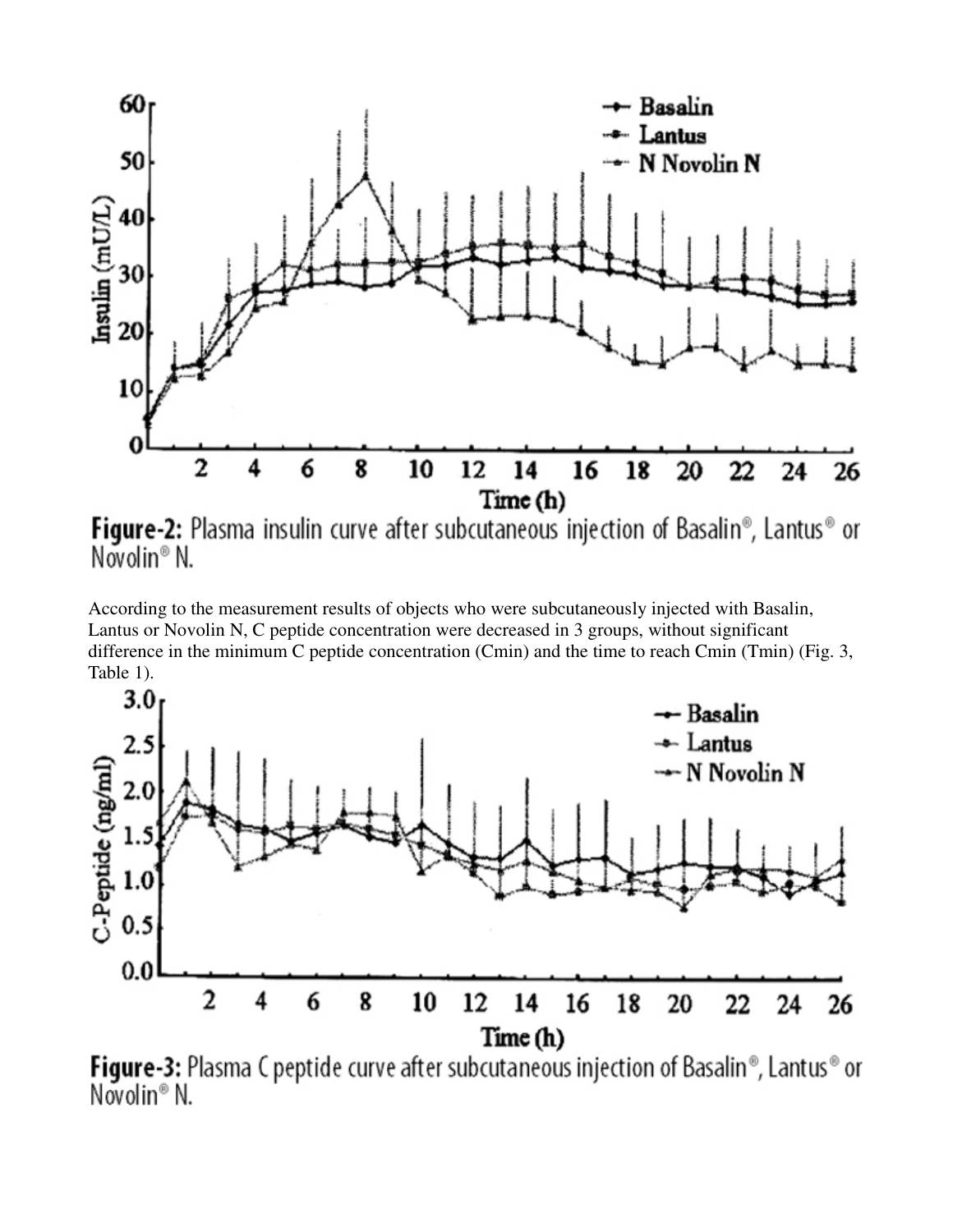Figure-2: Plasma insulin curve after subcutaneous injection of Basalin®, Lantus® or Novolin® N.

According to the measurement results of objects who were subcutaneously injected with Basalin, Lantus or Novolin N, C peptide concentration were decreased in 3 groups, without significant difference in the minimum C peptide concentration (Cmin) and the time to reach Cmin (Tmin) (Fig. 3, Table 1).

Figure-3: Plasma C peptide curve after subcutaneous injection of Basalin®, Lantus® or Novolin® N.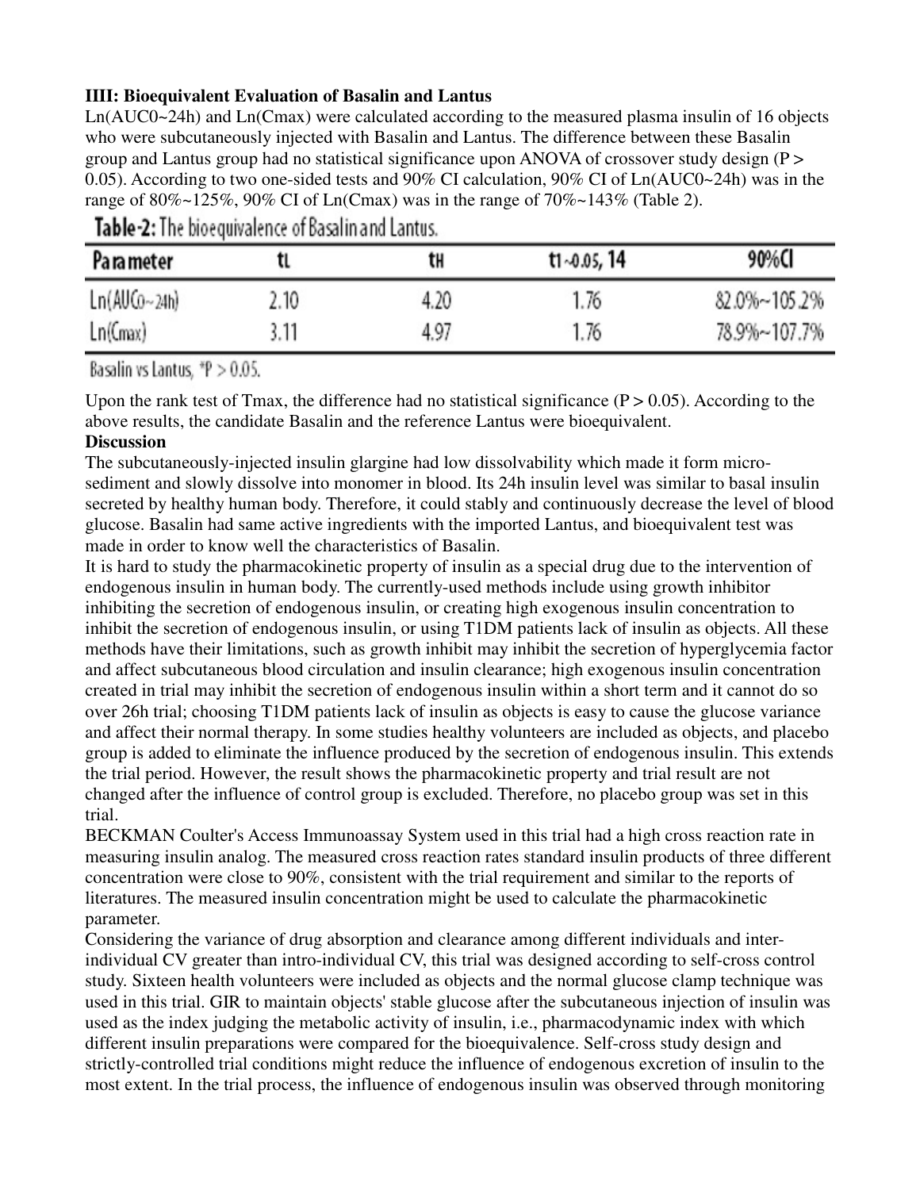**IIII: Bioequivalent Evaluation of Basalin and Lantus**

Ln(AUC0~24h) and Ln(Cmax) were calculated according to the measured plasma insulin of 16 objects who were subcutaneously injected with Basalin and Lantus. The difference between these Basalin group and Lantus group had no statistical significance upon ANOVA of crossover study design ($P > 0.05$). According to two one-sided tests and 90% CI calculation, 90% CI of Ln(AUC0~24h) was in the range of 80%~125%, 90% CI of Ln(Cmax) was in the range of 70%~143% (Table 2).

**Table-2:** The bioequivalence of Basalin and Lantus.

| Parameter | $t_L$ | $t_H$ | $t_{1-0.05,\,14}$ | 90%CI |
|---|---|---|---|---|
| $Ln(AUC_{0\sim24h})$ | 2.10 | 4.20 | 1.76 | 82.0%~105.2% |
| $Ln(C_{max})$ | 3.11 | 4.97 | 1.76 | 78.9%~107.7% |

Basalin vs Lantus, *$P > 0.05$.

Upon the rank test of Tmax, the difference had no statistical significance ($P > 0.05$). According to the above results, the candidate Basalin and the reference Lantus were bioequivalent.

**Discussion**

The subcutaneously-injected insulin glargine had low dissolvability which made it form micro-sediment and slowly dissolve into monomer in blood. Its 24h insulin level was similar to basal insulin secreted by healthy human body. Therefore, it could stably and continuously decrease the level of blood glucose. Basalin had same active ingredients with the imported Lantus, and bioequivalent test was made in order to know well the characteristics of Basalin.

It is hard to study the pharmacokinetic property of insulin as a special drug due to the intervention of endogenous insulin in human body. The currently-used methods include using growth inhibitor inhibiting the secretion of endogenous insulin, or creating high exogenous insulin concentration to inhibit the secretion of endogenous insulin, or using T1DM patients lack of insulin as objects. All these methods have their limitations, such as growth inhibit may inhibit the secretion of hyperglycemia factor and affect subcutaneous blood circulation and insulin clearance; high exogenous insulin concentration created in trial may inhibit the secretion of endogenous insulin within a short term and it cannot do so over 26h trial; choosing T1DM patients lack of insulin as objects is easy to cause the glucose variance and affect their normal therapy. In some studies healthy volunteers are included as objects, and placebo group is added to eliminate the influence produced by the secretion of endogenous insulin. This extends the trial period. However, the result shows the pharmacokinetic property and trial result are not changed after the influence of control group is excluded. Therefore, no placebo group was set in this trial.

BECKMAN Coulter's Access Immunoassay System used in this trial had a high cross reaction rate in measuring insulin analog. The measured cross reaction rates standard insulin products of three different concentration were close to 90%, consistent with the trial requirement and similar to the reports of literatures. The measured insulin concentration might be used to calculate the pharmacokinetic parameter.

Considering the variance of drug absorption and clearance among different individuals and inter-individual CV greater than intro-individual CV, this trial was designed according to self-cross control study. Sixteen health volunteers were included as objects and the normal glucose clamp technique was used in this trial. GIR to maintain objects' stable glucose after the subcutaneous injection of insulin was used as the index judging the metabolic activity of insulin, i.e., pharmacodynamic index with which different insulin preparations were compared for the bioequivalence. Self-cross study design and strictly-controlled trial conditions might reduce the influence of endogenous excretion of insulin to the most extent. In the trial process, the influence of endogenous insulin was observed through monitoring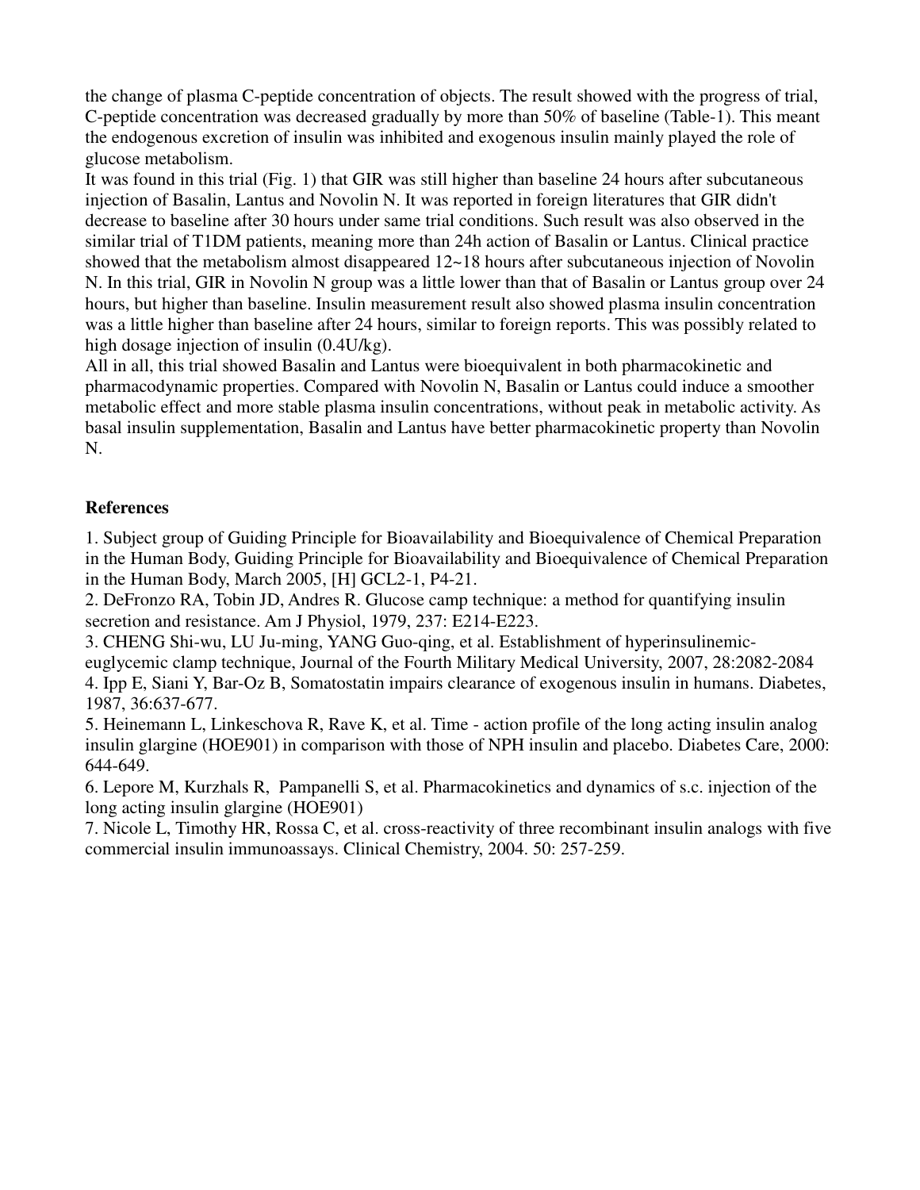the change of plasma C-peptide concentration of objects. The result showed with the progress of trial, C-peptide concentration was decreased gradually by more than 50% of baseline (Table-1). This meant the endogenous excretion of insulin was inhibited and exogenous insulin mainly played the role of glucose metabolism.

It was found in this trial (Fig. 1) that GIR was still higher than baseline 24 hours after subcutaneous injection of Basalin, Lantus and Novolin N. It was reported in foreign literatures that GIR didn't decrease to baseline after 30 hours under same trial conditions. Such result was also observed in the similar trial of T1DM patients, meaning more than 24h action of Basalin or Lantus. Clinical practice showed that the metabolism almost disappeared 12~18 hours after subcutaneous injection of Novolin N. In this trial, GIR in Novolin N group was a little lower than that of Basalin or Lantus group over 24 hours, but higher than baseline. Insulin measurement result also showed plasma insulin concentration was a little higher than baseline after 24 hours, similar to foreign reports. This was possibly related to high dosage injection of insulin (0.4U/kg).

All in all, this trial showed Basalin and Lantus were bioequivalent in both pharmacokinetic and pharmacodynamic properties. Compared with Novolin N, Basalin or Lantus could induce a smoother metabolic effect and more stable plasma insulin concentrations, without peak in metabolic activity. As basal insulin supplementation, Basalin and Lantus have better pharmacokinetic property than Novolin N.

**References**

1. Subject group of Guiding Principle for Bioavailability and Bioequivalence of Chemical Preparation in the Human Body, Guiding Principle for Bioavailability and Bioequivalence of Chemical Preparation in the Human Body, March 2005, [H] GCL2-1, P4-21.
2. DeFronzo RA, Tobin JD, Andres R. Glucose camp technique: a method for quantifying insulin secretion and resistance. Am J Physiol, 1979, 237: E214-E223.
3. CHENG Shi-wu, LU Ju-ming, YANG Guo-qing, et al. Establishment of hyperinsulinemic-euglycemic clamp technique, Journal of the Fourth Military Medical University, 2007, 28:2082-2084
4. Ipp E, Siani Y, Bar-Oz B, Somatostatin impairs clearance of exogenous insulin in humans. Diabetes, 1987, 36:637-677.
5. Heinemann L, Linkeschova R, Rave K, et al. Time - action profile of the long acting insulin analog insulin glargine (HOE901) in comparison with those of NPH insulin and placebo. Diabetes Care, 2000: 644-649.
6. Lepore M, Kurzhals R, Pampanelli S, et al. Pharmacokinetics and dynamics of s.c. injection of the long acting insulin glargine (HOE901)
7. Nicole L, Timothy HR, Rossa C, et al. cross-reactivity of three recombinant insulin analogs with five commercial insulin immunoassays. Clinical Chemistry, 2004. 50: 257-259.